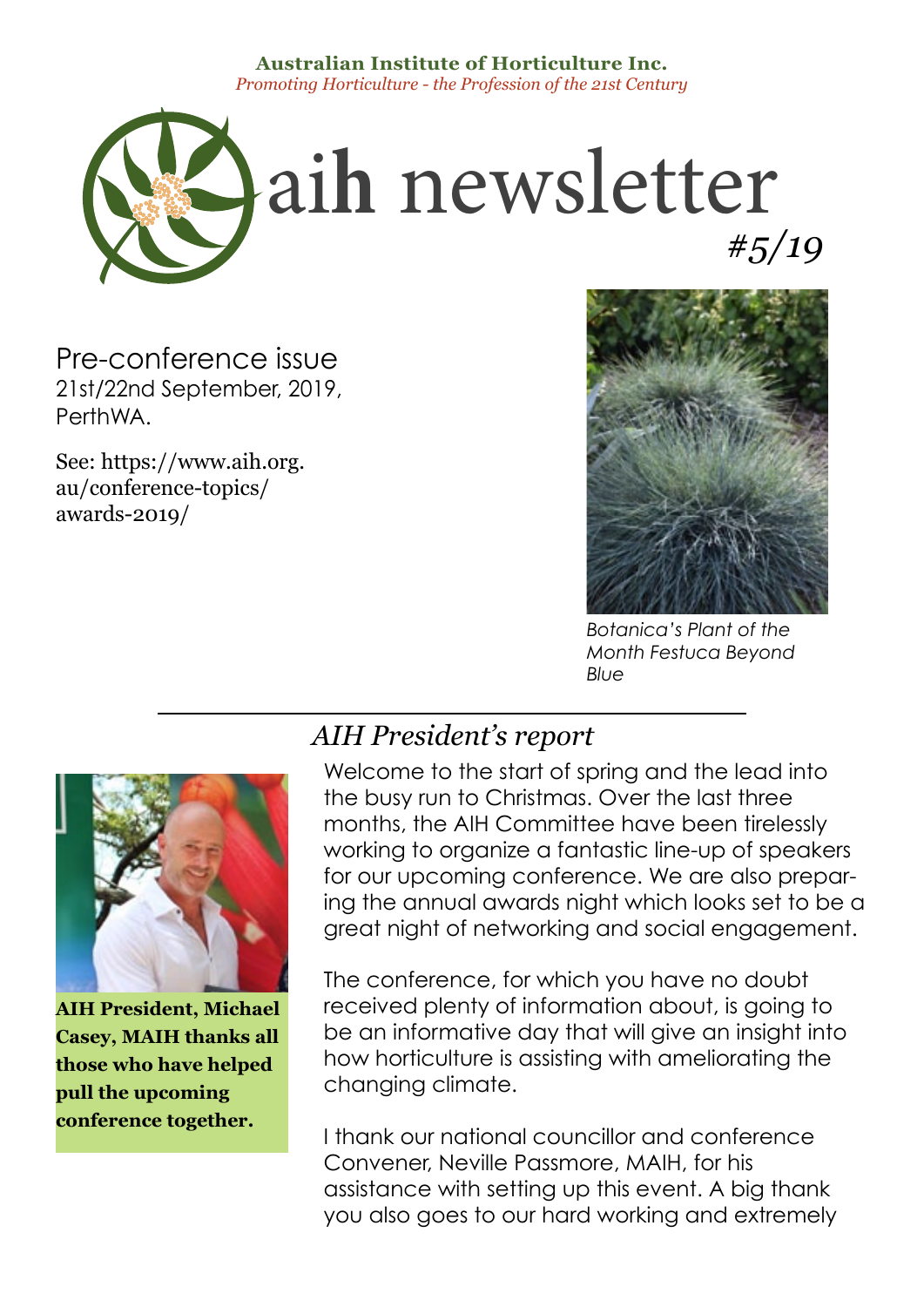**Australian Institute of Horticulture Inc.**
*Promoting Horticulture - the Profession of the 21st Century*

# aih newsletter

*#5/19*

Pre-conference issue
21st/22nd September, 2019, PerthWA.

See: https://www.aih.org.au/conference-topics/awards-2019/

*Botanica's Plant of the Month Festuca Beyond Blue*

## *AIH President's report*

**AIH President, Michael Casey, MAIH thanks all those who have helped pull the upcoming conference together.**

Welcome to the start of spring and the lead into the busy run to Christmas. Over the last three months, the AIH Committee have been tirelessly working to organize a fantastic line-up of speakers for our upcoming conference. We are also preparing the annual awards night which looks set to be a great night of networking and social engagement.

The conference, for which you have no doubt received plenty of information about, is going to be an informative day that will give an insight into how horticulture is assisting with ameliorating the changing climate.

I thank our national councillor and conference Convener, Neville Passmore, MAIH, for his assistance with setting up this event. A big thank you also goes to our hard working and extremely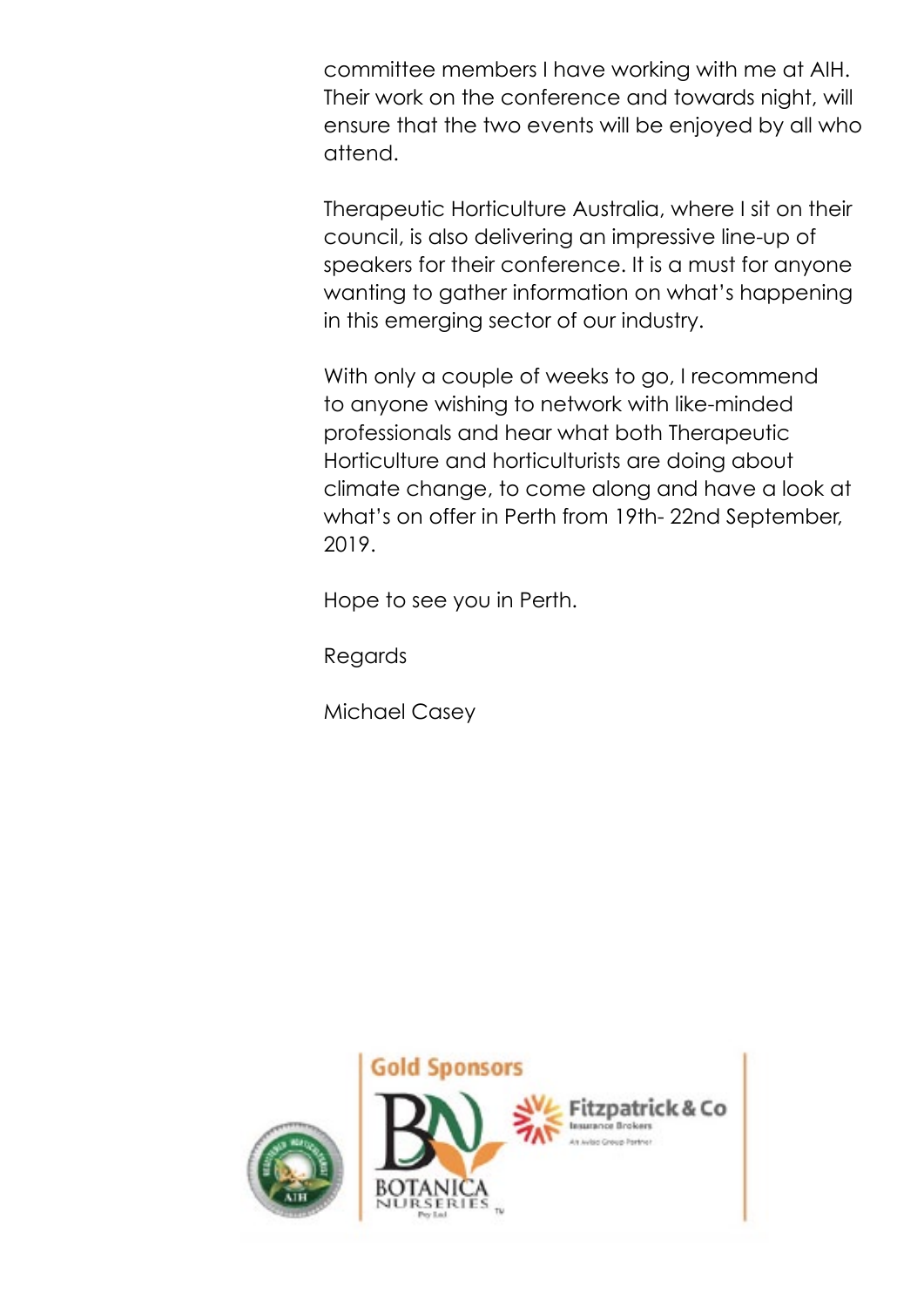committee members I have working with me at AIH. Their work on the conference and towards night, will ensure that the two events will be enjoyed by all who attend.

Therapeutic Horticulture Australia, where I sit on their council, is also delivering an impressive line-up of speakers for their conference. It is a must for anyone wanting to gather information on what's happening in this emerging sector of our industry.

With only a couple of weeks to go, I recommend to anyone wishing to network with like-minded professionals and hear what both Therapeutic Horticulture and horticulturists are doing about climate change, to come along and have a look at what's on offer in Perth from 19th- 22nd September, 2019.

Hope to see you in Perth.

Regards

Michael Casey

**Gold Sponsors**

BOTANICA NURSERIES Pty Ltd

Fitzpatrick & Co Insurance Brokers

An Aviso Group Partner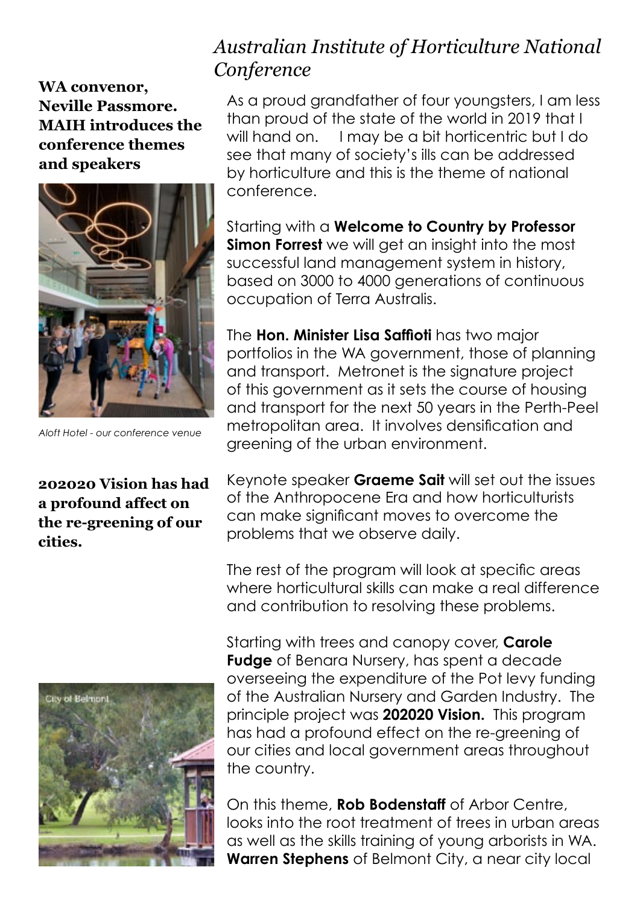## *Australian Institute of Horticulture National Conference*

**WA convenor, Neville Passmore. MAIH introduces the conference themes and speakers**

*Aloft Hotel - our conference venue*

**202020 Vision has had a profound affect on the re-greening of our cities.**

As a proud grandfather of four youngsters, I am less than proud of the state of the world in 2019 that I will hand on. I may be a bit horticentric but I do see that many of society's ills can be addressed by horticulture and this is the theme of national conference.

Starting with a **Welcome to Country by Professor Simon Forrest** we will get an insight into the most successful land management system in history, based on 3000 to 4000 generations of continuous occupation of Terra Australis.

The **Hon. Minister Lisa Saffioti** has two major portfolios in the WA government, those of planning and transport. Metronet is the signature project of this government as it sets the course of housing and transport for the next 50 years in the Perth-Peel metropolitan area. It involves densification and greening of the urban environment.

Keynote speaker **Graeme Sait** will set out the issues of the Anthropocene Era and how horticulturists can make significant moves to overcome the problems that we observe daily.

The rest of the program will look at specific areas where horticultural skills can make a real difference and contribution to resolving these problems.

Starting with trees and canopy cover, **Carole Fudge** of Benara Nursery, has spent a decade overseeing the expenditure of the Pot levy funding of the Australian Nursery and Garden Industry. The principle project was **202020 Vision.** This program has had a profound effect on the re-greening of our cities and local government areas throughout the country.

On this theme, **Rob Bodenstaff** of Arbor Centre, looks into the root treatment of trees in urban areas as well as the skills training of young arborists in WA. **Warren Stephens** of Belmont City, a near city local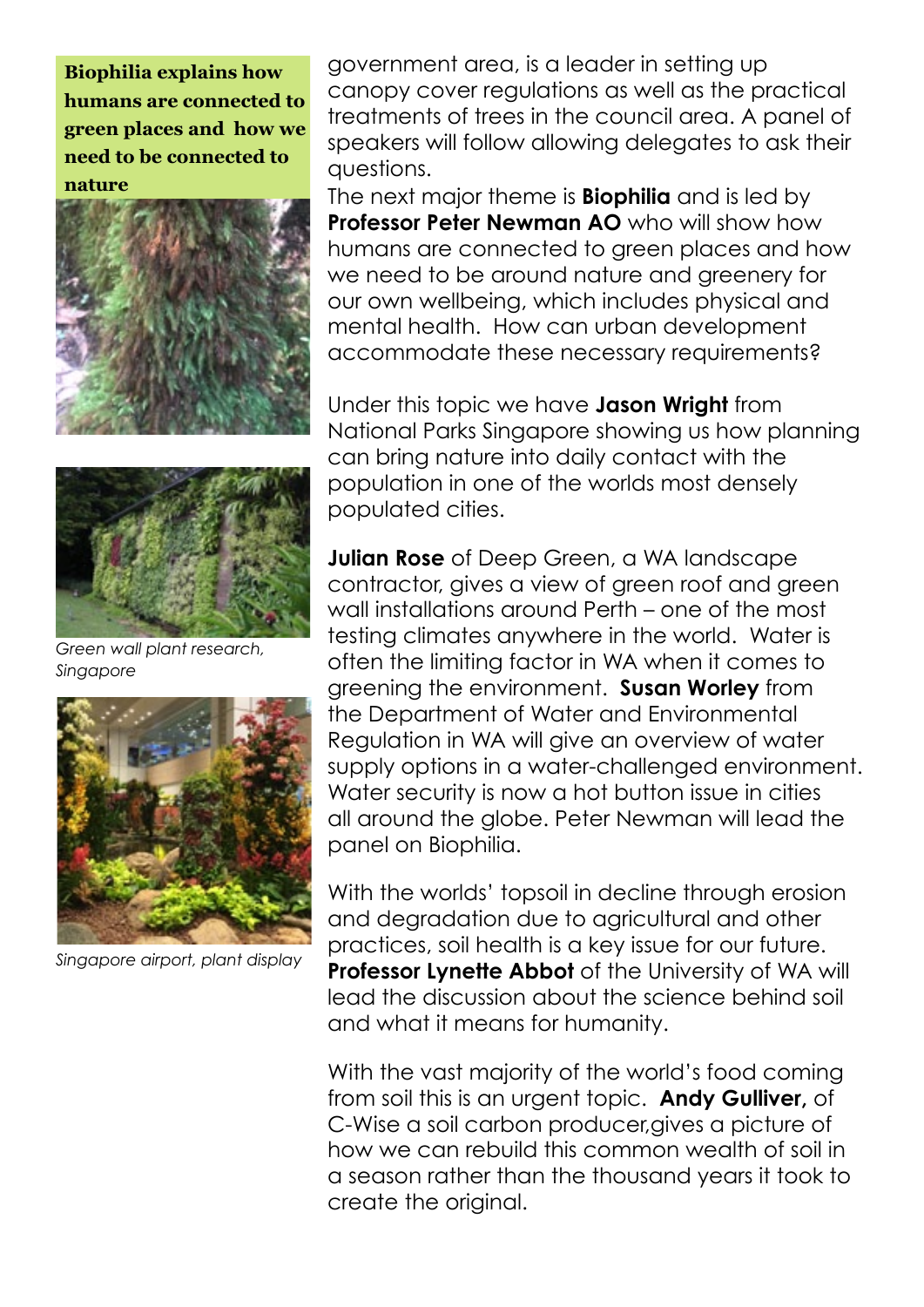**Biophilia explains how humans are connected to green places and how we need to be connected to nature**

*Green wall plant research, Singapore*

*Singapore airport, plant display*

government area, is a leader in setting up canopy cover regulations as well as the practical treatments of trees in the council area. A panel of speakers will follow allowing delegates to ask their questions.

The next major theme is **Biophilia** and is led by **Professor Peter Newman AO** who will show how humans are connected to green places and how we need to be around nature and greenery for our own wellbeing, which includes physical and mental health. How can urban development accommodate these necessary requirements?

Under this topic we have **Jason Wright** from National Parks Singapore showing us how planning can bring nature into daily contact with the population in one of the worlds most densely populated cities.

**Julian Rose** of Deep Green, a WA landscape contractor, gives a view of green roof and green wall installations around Perth – one of the most testing climates anywhere in the world. Water is often the limiting factor in WA when it comes to greening the environment. **Susan Worley** from the Department of Water and Environmental Regulation in WA will give an overview of water supply options in a water-challenged environment. Water security is now a hot button issue in cities all around the globe. Peter Newman will lead the panel on Biophilia.

With the worlds' topsoil in decline through erosion and degradation due to agricultural and other practices, soil health is a key issue for our future. **Professor Lynette Abbot** of the University of WA will lead the discussion about the science behind soil and what it means for humanity.

With the vast majority of the world's food coming from soil this is an urgent topic. **Andy Gulliver,** of C-Wise a soil carbon producer,gives a picture of how we can rebuild this common wealth of soil in a season rather than the thousand years it took to create the original.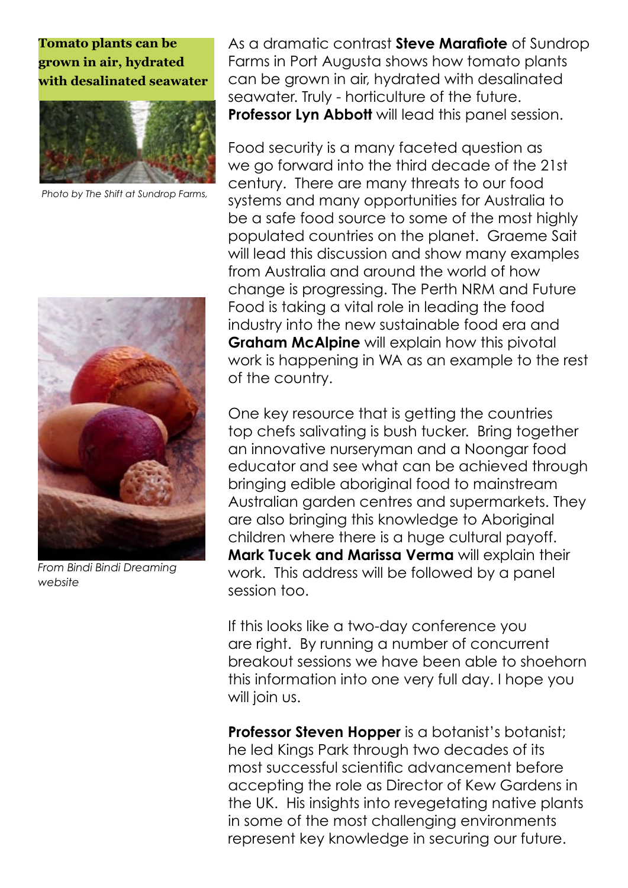**Tomato plants can be grown in air, hydrated with desalinated seawater**

*Photo by The Shift at Sundrop Farms,*

*From Bindi Bindi Dreaming website*

As a dramatic contrast **Steve Marafiote** of Sundrop Farms in Port Augusta shows how tomato plants can be grown in air, hydrated with desalinated seawater. Truly - horticulture of the future. **Professor Lyn Abbott** will lead this panel session.

Food security is a many faceted question as we go forward into the third decade of the 21st century. There are many threats to our food systems and many opportunities for Australia to be a safe food source to some of the most highly populated countries on the planet. Graeme Sait will lead this discussion and show many examples from Australia and around the world of how change is progressing. The Perth NRM and Future Food is taking a vital role in leading the food industry into the new sustainable food era and **Graham McAlpine** will explain how this pivotal work is happening in WA as an example to the rest of the country.

One key resource that is getting the countries top chefs salivating is bush tucker. Bring together an innovative nurseryman and a Noongar food educator and see what can be achieved through bringing edible aboriginal food to mainstream Australian garden centres and supermarkets. They are also bringing this knowledge to Aboriginal children where there is a huge cultural payoff. **Mark Tucek and Marissa Verma** will explain their work. This address will be followed by a panel session too.

If this looks like a two-day conference you are right. By running a number of concurrent breakout sessions we have been able to shoehorn this information into one very full day. I hope you will join us.

**Professor Steven Hopper** is a botanist's botanist; he led Kings Park through two decades of its most successful scientific advancement before accepting the role as Director of Kew Gardens in the UK. His insights into revegetating native plants in some of the most challenging environments represent key knowledge in securing our future.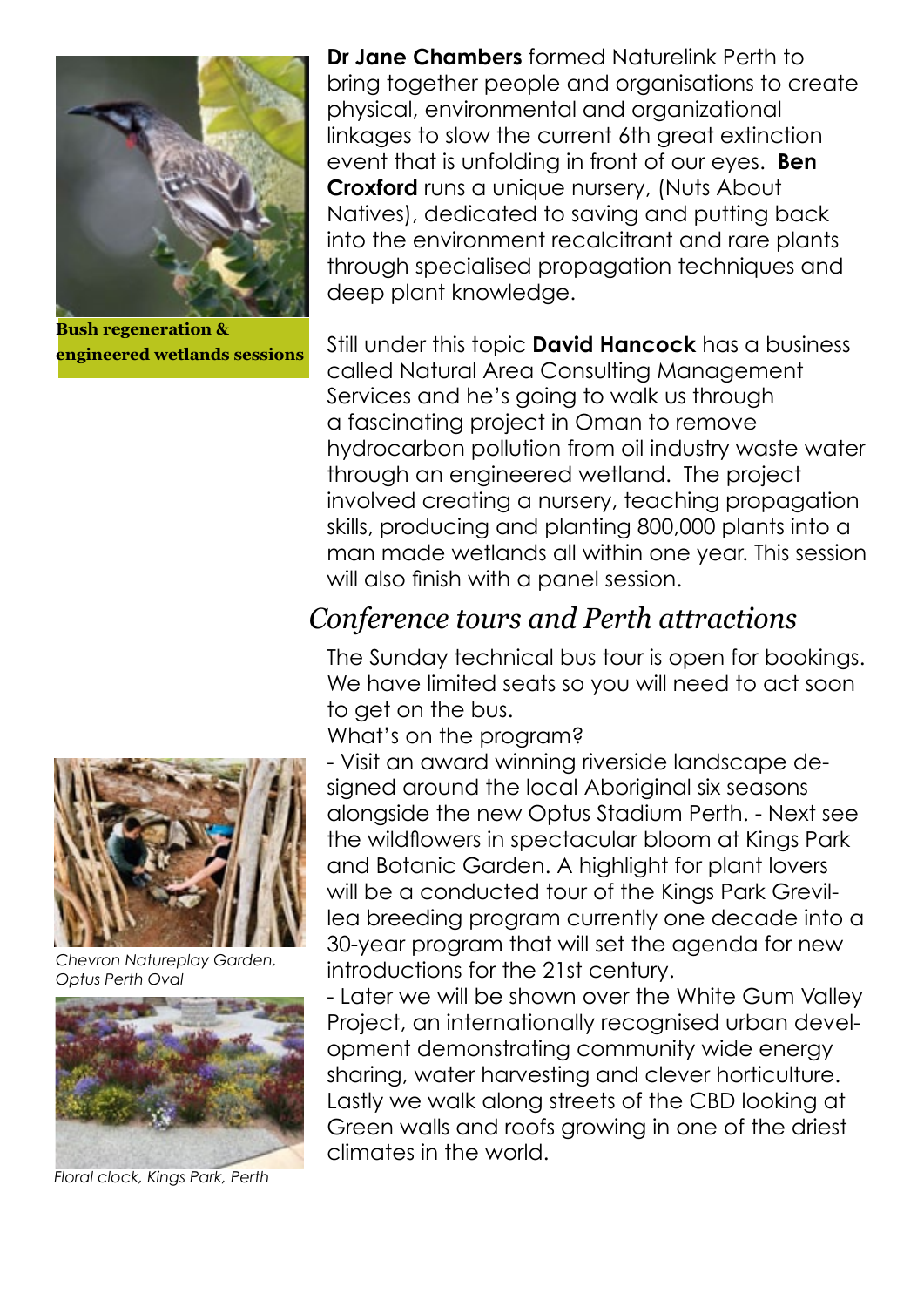**Bush regeneration & engineered wetlands sessions**

**Dr Jane Chambers** formed Naturelink Perth to bring together people and organisations to create physical, environmental and organizational linkages to slow the current 6th great extinction event that is unfolding in front of our eyes. **Ben Croxford** runs a unique nursery, (Nuts About Natives), dedicated to saving and putting back into the environment recalcitrant and rare plants through specialised propagation techniques and deep plant knowledge.

Still under this topic **David Hancock** has a business called Natural Area Consulting Management Services and he's going to walk us through a fascinating project in Oman to remove hydrocarbon pollution from oil industry waste water through an engineered wetland. The project involved creating a nursery, teaching propagation skills, producing and planting 800,000 plants into a man made wetlands all within one year. This session will also finish with a panel session.

## *Conference tours and Perth attractions*

The Sunday technical bus tour is open for bookings. We have limited seats so you will need to act soon to get on the bus.

What's on the program?

- Visit an award winning riverside landscape designed around the local Aboriginal six seasons alongside the new Optus Stadium Perth. - Next see the wildflowers in spectacular bloom at Kings Park and Botanic Garden. A highlight for plant lovers will be a conducted tour of the Kings Park Grevillea breeding program currently one decade into a 30-year program that will set the agenda for new introductions for the 21st century.

- Later we will be shown over the White Gum Valley Project, an internationally recognised urban development demonstrating community wide energy sharing, water harvesting and clever horticulture. Lastly we walk along streets of the CBD looking at Green walls and roofs growing in one of the driest climates in the world.

*Chevron Natureplay Garden, Optus Perth Oval*

*Floral clock, Kings Park, Perth*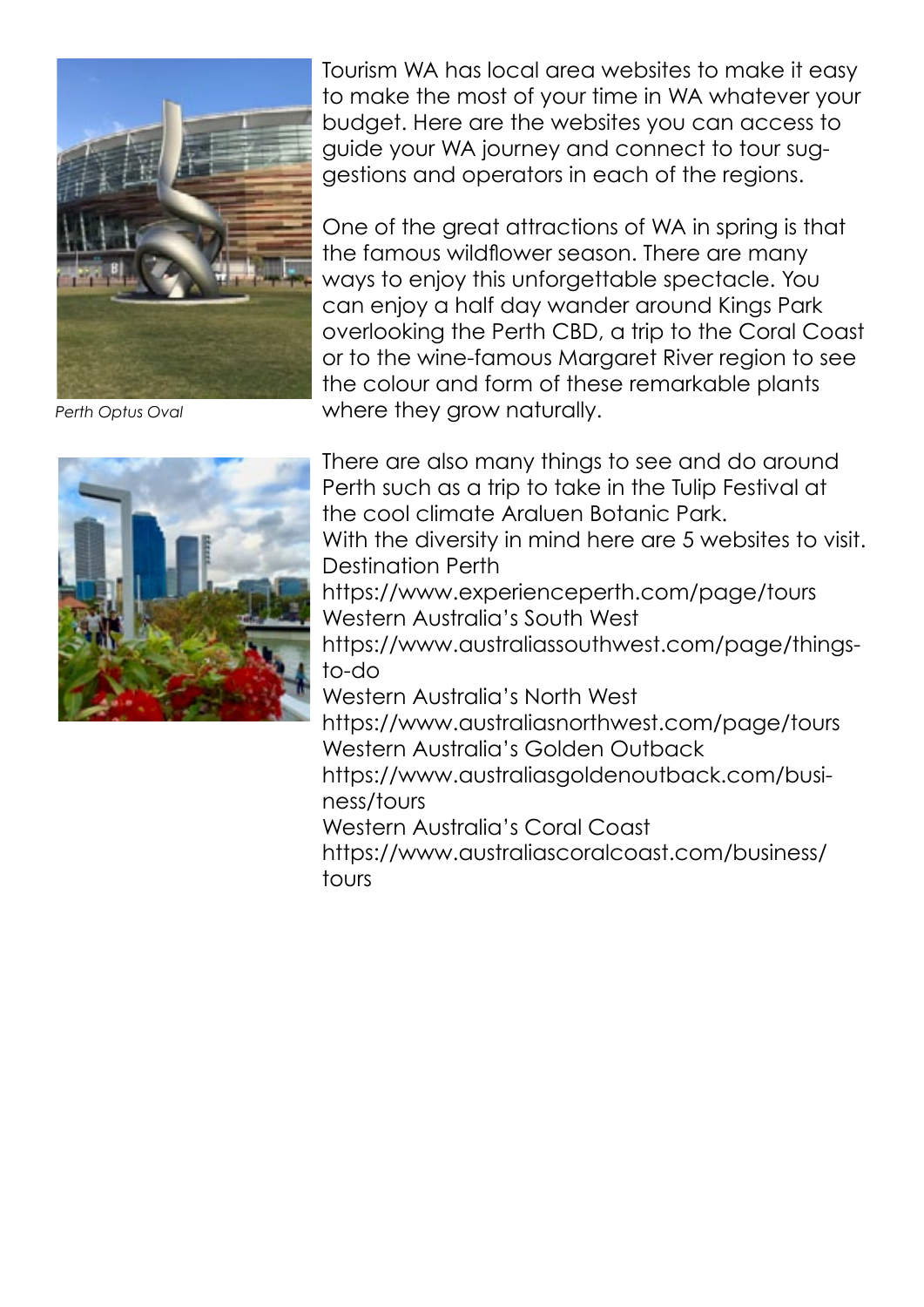Tourism WA has local area websites to make it easy to make the most of your time in WA whatever your budget. Here are the websites you can access to guide your WA journey and connect to tour suggestions and operators in each of the regions.

*Perth Optus Oval*

One of the great attractions of WA in spring is that the famous wildflower season. There are many ways to enjoy this unforgettable spectacle. You can enjoy a half day wander around Kings Park overlooking the Perth CBD, a trip to the Coral Coast or to the wine-famous Margaret River region to see the colour and form of these remarkable plants where they grow naturally.

There are also many things to see and do around Perth such as a trip to take in the Tulip Festival at the cool climate Araluen Botanic Park.
With the diversity in mind here are 5 websites to visit.
Destination Perth
https://www.experienceperth.com/page/tours
Western Australia's South West
https://www.australiassouthwest.com/page/things-to-do
Western Australia's North West
https://www.australiasnorthwest.com/page/tours
Western Australia's Golden Outback
https://www.australiasgoldenoutback.com/business/tours
Western Australia's Coral Coast
https://www.australiascoralcoast.com/business/tours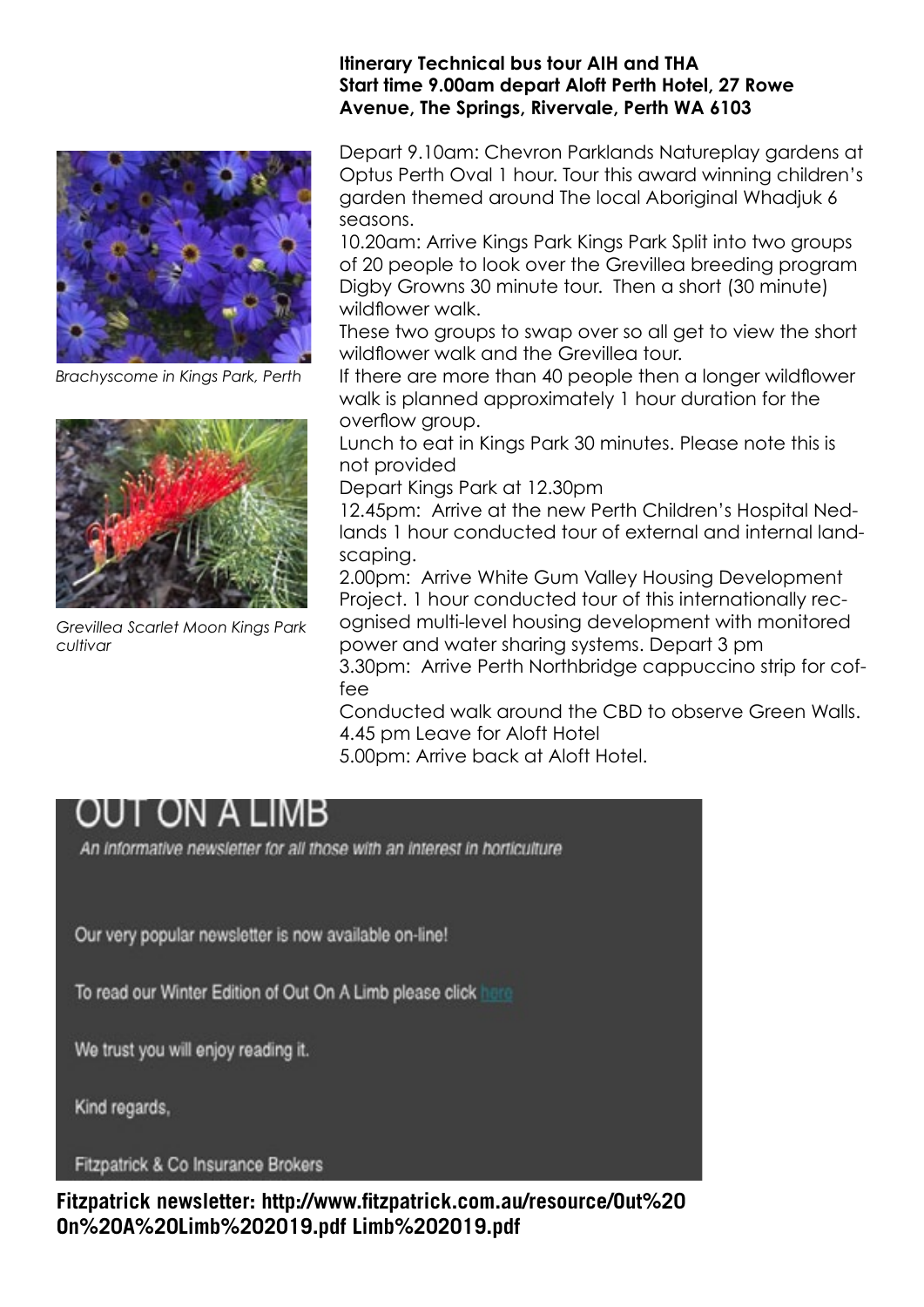**Itinerary Technical bus tour AIH and THA**
**Start time 9.00am depart Aloft Perth Hotel, 27 Rowe Avenue, The Springs, Rivervale, Perth WA 6103**

*Brachyscome in Kings Park, Perth*

*Grevillea Scarlet Moon Kings Park cultivar*

Depart 9.10am: Chevron Parklands Natureplay gardens at Optus Perth Oval 1 hour. Tour this award winning children's garden themed around The local Aboriginal Whadjuk 6 seasons.

10.20am: Arrive Kings Park Kings Park Split into two groups of 20 people to look over the Grevillea breeding program Digby Growns 30 minute tour. Then a short (30 minute) wildflower walk.

These two groups to swap over so all get to view the short wildflower walk and the Grevillea tour.

If there are more than 40 people then a longer wildflower walk is planned approximately 1 hour duration for the overflow group.

Lunch to eat in Kings Park 30 minutes. Please note this is not provided

Depart Kings Park at 12.30pm

12.45pm: Arrive at the new Perth Children's Hospital Nedlands 1 hour conducted tour of external and internal landscaping.

2.00pm: Arrive White Gum Valley Housing Development Project. 1 hour conducted tour of this internationally recognised multi-level housing development with monitored power and water sharing systems. Depart 3 pm

3.30pm: Arrive Perth Northbridge cappuccino strip for coffee

Conducted walk around the CBD to observe Green Walls.

4.45 pm Leave for Aloft Hotel

5.00pm: Arrive back at Aloft Hotel.

# OUT ON A LIMB

*An informative newsletter for all those with an interest in horticulture*

Our very popular newsletter is now available on-line!

To read our Winter Edition of Out On A Limb please click here

We trust you will enjoy reading it.

Kind regards,

Fitzpatrick & Co Insurance Brokers

**Fitzpatrick newsletter: http://www.fitzpatrick.com.au/resource/Out%20On%20A%20Limb%202019.pdf Limb%202019.pdf**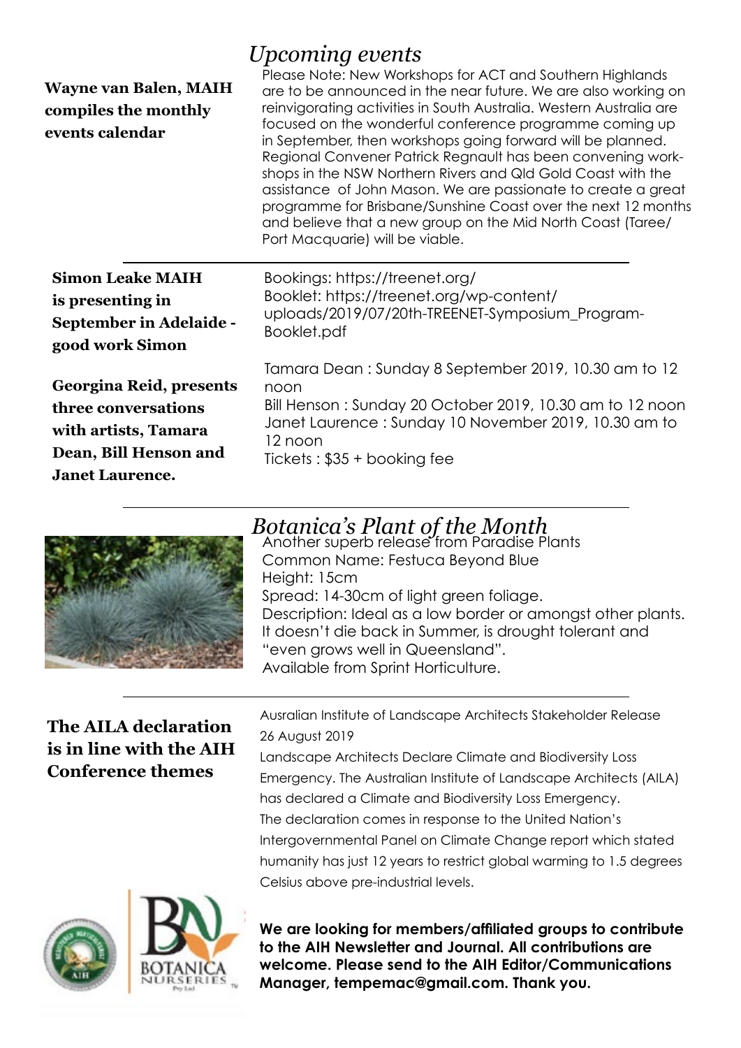## *Upcoming events*

**Wayne van Balen, MAIH compiles the monthly events calendar**

Please Note: New Workshops for ACT and Southern Highlands are to be announced in the near future. We are also working on reinvigorating activities in South Australia. Western Australia are focused on the wonderful conference programme coming up in September, then workshops going forward will be planned. Regional Convener Patrick Regnault has been convening workshops in the NSW Northern Rivers and Qld Gold Coast with the assistance of John Mason. We are passionate to create a great programme for Brisbane/Sunshine Coast over the next 12 months and believe that a new group on the Mid North Coast (Taree/ Port Macquarie) will be viable.

---

**Simon Leake MAIH is presenting in September in Adelaide - good work Simon**

Bookings: https://treenet.org/
Booklet: https://treenet.org/wp-content/uploads/2019/07/20th-TREENET-Symposium_Program-Booklet.pdf

**Georgina Reid, presents three conversations with artists, Tamara Dean, Bill Henson and Janet Laurence.**

Tamara Dean : Sunday 8 September 2019, 10.30 am to 12 noon
Bill Henson : Sunday 20 October 2019, 10.30 am to 12 noon
Janet Laurence : Sunday 10 November 2019, 10.30 am to 12 noon
Tickets : $35 + booking fee

---

## *Botanica's Plant of the Month*

Another superb release from Paradise Plants
Common Name: Festuca Beyond Blue
Height: 15cm
Spread: 14-30cm of light green foliage.
Description: Ideal as a low border or amongst other plants. It doesn't die back in Summer, is drought tolerant and "even grows well in Queensland".
Available from Sprint Horticulture.

---

**The AILA declaration is in line with the AIH Conference themes**

Ausralian Institute of Landscape Architects Stakeholder Release
26 August 2019
Landscape Architects Declare Climate and Biodiversity Loss Emergency. The Australian Institute of Landscape Architects (AILA) has declared a Climate and Biodiversity Loss Emergency. The declaration comes in response to the United Nation's Intergovernmental Panel on Climate Change report which stated humanity has just 12 years to restrict global warming to 1.5 degrees Celsius above pre-industrial levels.

**We are looking for members/affiliated groups to contribute to the AIH Newsletter and Journal. All contributions are welcome. Please send to the AIH Editor/Communications Manager, tempemac@gmail.com. Thank you.**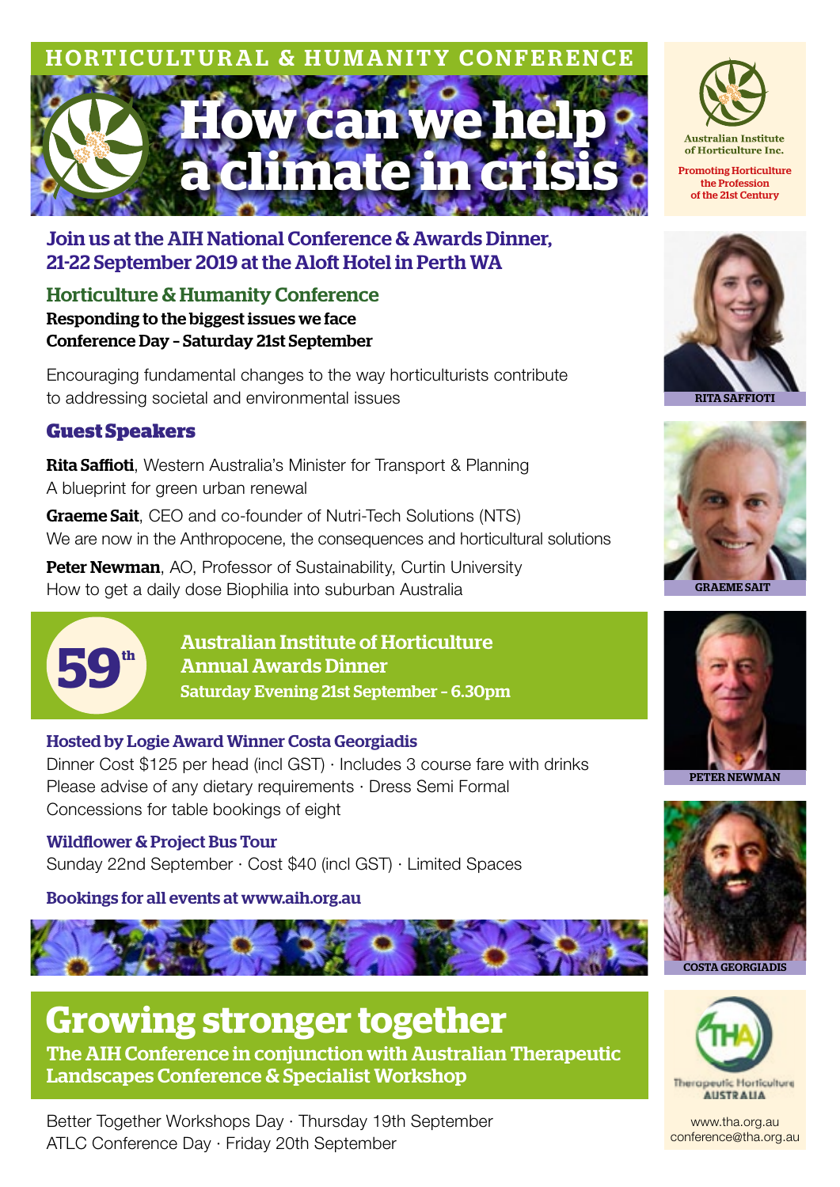HORTICULTURAL & HUMANITY CONFERENCE

# How can we help a climate in crisis

Australian Institute of Horticulture Inc.

Promoting Horticulture the Profession of the 21st Century

## Join us at the AIH National Conference & Awards Dinner, 21-22 September 2019 at the Aloft Hotel in Perth WA

### Horticulture & Humanity Conference

**Responding to the biggest issues we face**
**Conference Day - Saturday 21st September**

Encouraging fundamental changes to the way horticulturists contribute to addressing societal and environmental issues

### Guest Speakers

**Rita Saffioti**, Western Australia's Minister for Transport & Planning
A blueprint for green urban renewal

**Graeme Sait**, CEO and co-founder of Nutri-Tech Solutions (NTS)
We are now in the Anthropocene, the consequences and horticultural solutions

**Peter Newman**, AO, Professor of Sustainability, Curtin University
How to get a daily dose Biophilia into suburban Australia

RITA SAFFIOTI

GRAEME SAIT

PETER NEWMAN

COSTA GEORGIADIS

## 59th Australian Institute of Horticulture Annual Awards Dinner

**Saturday Evening 21st September - 6.30pm**

### Hosted by Logie Award Winner Costa Georgiadis

Dinner Cost $125 per head (incl GST) · Includes 3 course fare with drinks
Please advise of any dietary requirements · Dress Semi Formal
Concessions for table bookings of eight

### Wildflower & Project Bus Tour

Sunday 22nd September · Cost $40 (incl GST) · Limited Spaces

**Bookings for all events at www.aih.org.au**

## Growing stronger together

**The AIH Conference in conjunction with Australian Therapeutic Landscapes Conference & Specialist Workshop**

Better Together Workshops Day · Thursday 19th September
ATLC Conference Day · Friday 20th September

Therapeutic Horticulture AUSTRALIA

www.tha.org.au
conference@tha.org.au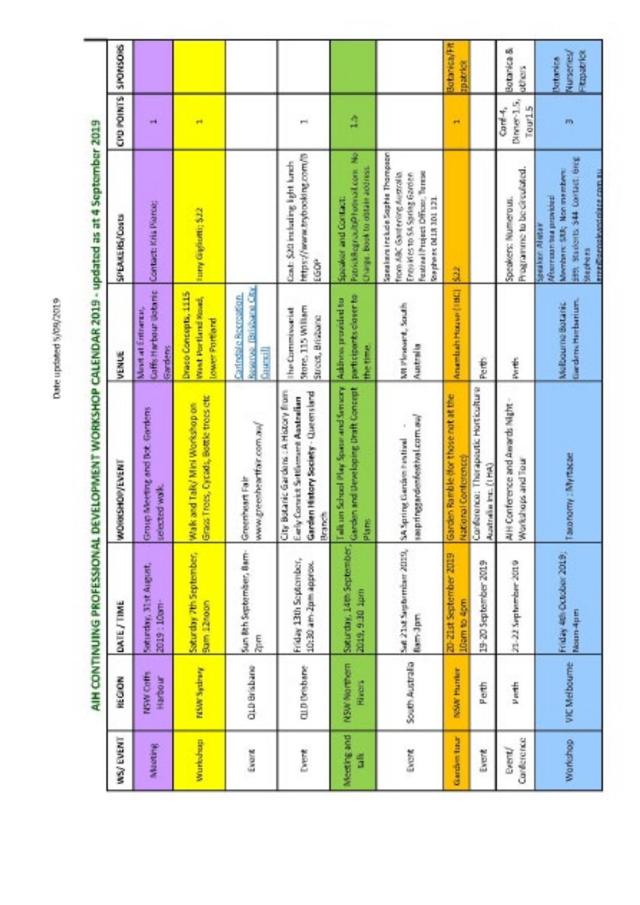Date updated 5/09/2019

# AIH CONTINUING PROFESSIONAL DEVELOPMENT WORKSHOP CALENDAR 2019 - updated as at 4 September 2019

| WS/ EVENT | REGION | DATE / TIME | WORKSHOP/EVENT | VENUE | SPEAKERS/Costs | CPD POINTS | SPONSORS |
|---|---|---|---|---|---|---|---|
| Meeting | NSW Coffs Harbour | Saturday, 31st August, 2019 : 10am- | Group Meeting and Bot. Gardens selected work. | Meet at Entrance, Coffs Harbour Botanic Gardens | Contact: Kris Pierce; | 1 | |
| Workshop | NSW Sydney | Saturday 7th September, 9am-12noon | Walk and Talk/ Mini Workshop on Grass Trees, Cycads, Bottle trees etc | Draco Concepts, 1115 West Portland Road, Lower Portland | Tony Gigliotti; $22 | 1 | |
| Event | QLD Brisbane | Sun 8th September, 8am-2pm | Greenheart Fair www.greenheartfair.com.au/ | Carindale Recreation Reserve (Brisbane City Council) | | | |
| Event | QLD Brisbane | Friday 13th September, 10:30 am-2pm approx. | City Botanic Gardens : A History from Early Convict Settlement **Australian Garden History Society - Queensland Branch** | The Commissariat Store, 115 William Street, Brisbane | Cost: $20 including light lunch https://www.trybooking.com/B EGQP | 1 | |
| Meeting and talk | NSW Northern Rivers | Saturday, 14th September, 2019, 9.30 1pm | Talk on School Play Space and Sensory Garden and Developing Draft Concept Plans | Address provided to participants closer to the time. | Speaker and Contact: Patrick.Regnault@hotmail.com. No Charge. Book to obtain address. | 1.5 | |
| Event | South Australia | Sat 21st September 2019, 8am-3pm | SA Spring Garden Festival - saspringgardenfestival.com.au/ | Mt Pleasant, South Australia | Speakers include Sophie Thompson from ABC Gardening Australia. Enquiries to SA Spring Garden Festival Project Officer, Terese Stephens 0418 101 121 | | |
| Garden tour | NSW Hunter | 20-21st September 2019 10am to 4pm | Garden Ramble (for those not at the National Conference) | Aruntlah House (TBC) | $22 | 1 | Botanica/Fitzpatrick |
| Event | Perth | 19-20 September 2019 | Conference : Therapeutic Horticulture Australia Inc. (THA) | Perth | | | |
| Event/ Conference | Perth | 21-22 September 2019 | AIH Conference and Awards Night - Workshops and Tour | Perth | Speakers: Numerous. Programme to be circulated. | Conf-4, Dinner-1.5, Tour1.5 | Botanica & others |
| Workshop | VIC Melbourne | Friday 4th October 2019; Noon-4pm | Taxonomy : Myrtacae | Melbourne Botanic Gardens Herbarium. | Speaker: Alistair Afternoon tea provided Members: $30; Non members: $55; Students: $44 Contact: Greg Stephens greg@greenplantplate.com.au | 3 | Botanica Nurseries/ Fitzpatrick |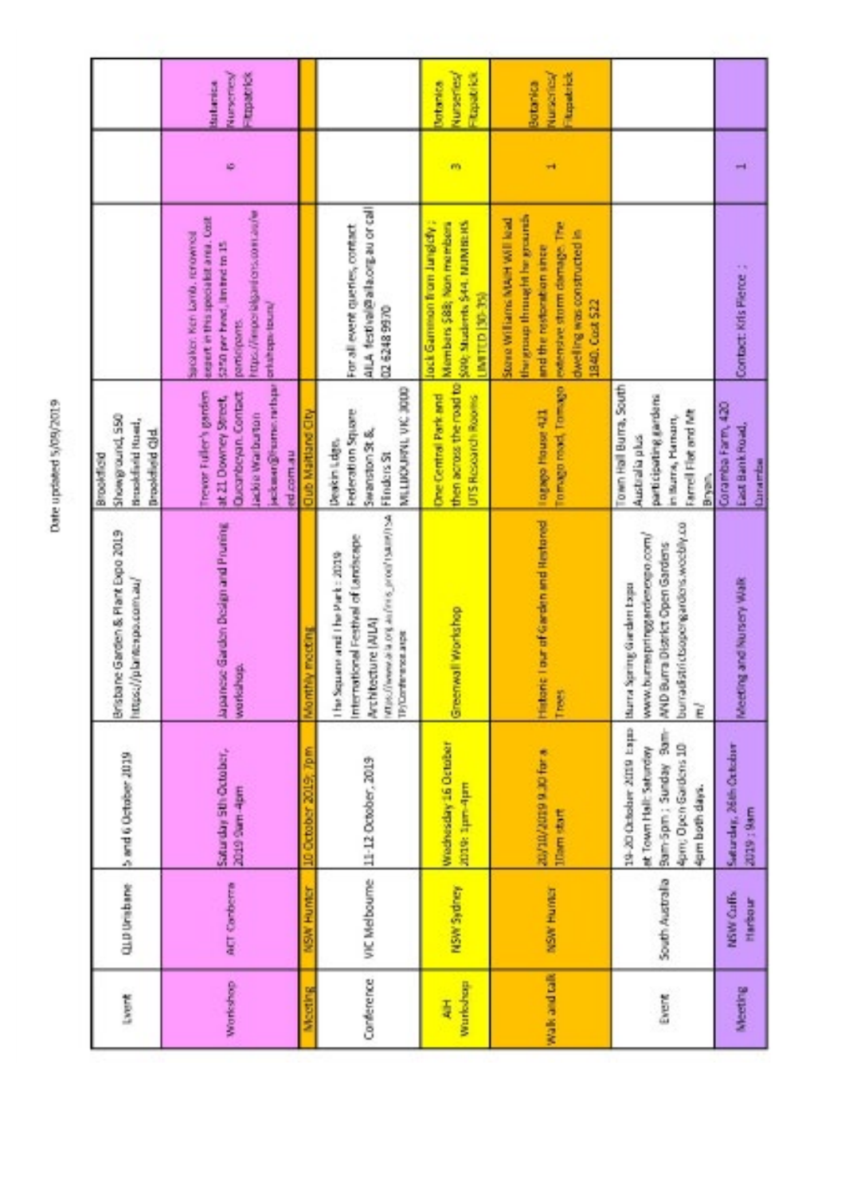Date updated 5/09/2019

| | | | | | | | |
|---|---|---|---|---|---|---|---|
| Event | QLD Brisbane | 5 and 6 October 2019 | Brisbane Garden & Plant Expo 2019 https://plantexpo.com.au/ | Brookfield Showground, 550 Brookfield Road, Brookfield Qld | | | |
| Workshop | ACT Canberra | Saturday 5th October, 2019 9am-4pm | Japanese Garden Design and Pruning workshop. | Trevor Fuller's garden at 21 Downey Street, Queanbeyan. Contact Jackie Warburton jackiewar@home.netspeed.com.au | Speaker: Ken Lamb, renowned expert in this specialist area. Cost $250 per head, limited to 15 participants. https://imperialgardens.com.au/workshops-tours/ | 6 | Botanica Nurseries/ Fitzpatrick |
| Meeting | NSW Hunter | 10 October 2019; 7pm | Monthly meeting | Club Maitland City | | | |
| Conference | VIC Melbourne | 11-12 October, 2019 | The Square and The Park : 2019 International Festival of Landscape Architecture (AILA) https://www.aila.org.au/iMIS_prod/NAILA/TSA19/Conference.aspx | Deakin Edge, Federation Square Swanston St & Flinders St MELBOURNE VIC 3000 | For all event queries, contact AILA festival@aila.org.au or call 02 6248 9970 | | |
| AGH Workshop | NSW Sydney | Wednesday 16 October 2019: 1pm-4pm | Greenwall Workshop | One Central Park and then across the road to UTS Research Rooms | Jock Gammon from Junglefy ; Members $88; Non members $99; Students $44. NUMBERS LIMITED (30-35) | 3 | Botanica Nurseries/ Fitzpatrick |
| Walk and talk | NSW Hunter | 20/10/2019 9.30 for a 10am start | Historic Tour of Garden and Restored Trees | Tomago House 421 Tomago road, Tomago | Steve Williams MAGH will lead the group through the grounds and the restoration since extensive storm damage. The dwelling was constructed in 1840. Cost $22 | 1 | Botanica Nurseries/ Fitzpatrick |
| Event | South Australia | 19-20 October 2019 Expo at Town Hall: Saturday 9am-5pm ; Sunday 9am-4pm; Open Gardens 10-4pm both days. | Burra Spring Garden Expo www.burraspringgardenexpo.com/ AND Burra District Open Gardens burradistrictopengardens.weebly.com/ | Town Hall Burra, South Australia plus participating gardens in Burra, Hanson, Farrell Flat and Mt Bryan. | | | |
| Meeting | NSW Coffs Harbour | Saturday, 26th October 2019 ; 9am | Meeting and Nursery Walk | Coramba Farm, 420 East Bank Road, Coramba | Contact: Kris Pierce : | 1 | |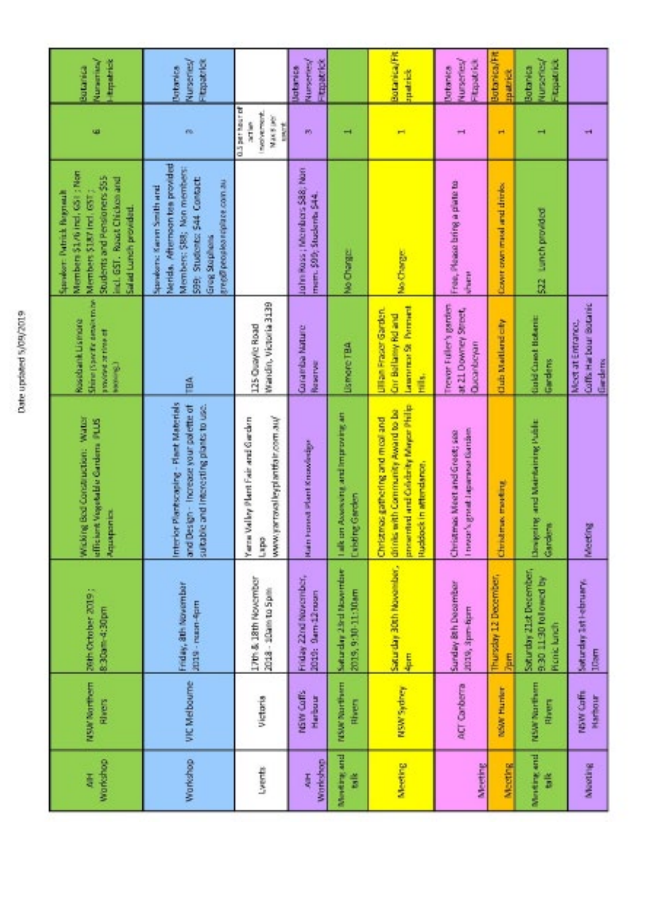Date updated 5/09/2019

| | | | | | | | |
|---|---|---|---|---|---|---|---|
| AIH Workshop | NSW Northern Rivers | 26th October 2019 ; 8:30am-4:30pm | Wicking Bed Construction: Water efficient Vegetable Gardens PLUS Aquaponics | Rosebank Lismore Shire (specific details to be provided at time of booking) | Speaker: Patrick Regnault Members $176 incl. GST ; Non Members $187 incl. GST ; Students and Pensioners $55 incl. GST. Roast Chicken and Salad Lunch provided. | 6 | Botanica Nurseries/ Fitzpatrick |
| Workshop | VIC Melbourne | Friday, 8th November 2019 - noon-4pm | Interior Plantscaping - Plant Materials and Design - Increase your palette of suitable and interesting plants to use. | TBA | Speakers: Karen Smith and Nerida. Afternoon tea provided Members: $88; Non members: $99; Students: $44. Contact: Greg Stephens greg@peopleandplace.com.au | 3 | Botanica Nurseries/ Fitzpatrick |
| Events | Victoria | 17th & 18th November 2018 - 10am to 5pm | Yarra Valley Plant Fair and Garden Expo www.yarravalleyplantfair.com.au/ | 125 Osaylic Road Wandin, Victoria 3139 | | 0.5 per hour of active involvement. Max 3 per event | |
| AIH Workshop | NSW Coffs Harbour | Friday 22nd November, 2019: 9am-12noon | Rain Forest Plant Knowledge | Coramba Nature Reserve | John Ross ; Members $88; Non mem. $99; Students $44. | 3 | Botanica Nurseries/ Fitzpatrick |
| Meeting and talk | NSW Northern Rivers | Saturday 23rd November 2019, 9:30-11:30am | Talk on Assessing and Improving an Existing Garden | Lismore TBA | No Charge | 1 | |
| Meeting | NSW Sydney | Saturday 30th November, 4pm | Christmas gathering and meal and drinks with Community Award to be presented and Celebrity Mayor Philip Ruddock in attendance. | Lillian Fraser Garden. Cnr Bellamy Rd and Lawrence St Pennant Hills. | No Charge | 1 | Botanica/Fitzpatrick |
| Meeting | ACT Canberra | Sunday 8th December 2019, 3pm-6pm | Christmas Meet and Greet; see Trevor's great Japanese Garden | Trevor Fuller's garden at 21 Downey Street, Queanbeyan | Free, Please bring a plate to share | 1 | Botanica Nurseries/ Fitzpatrick |
| Meeting | NSW Hunter | Thursday 12 December, 7pm | Christmas meeting | Club Maitland city | Cover own meal and drinks | 1 | Botanica/Fitzpatrick |
| Meeting and talk | NSW Northern Rivers | Saturday 21st December, 9:30-11:30 followed by Picnic lunch | Designing and Maintaining Public Gardens | Gold Coast Botanic Gardens | $22 Lunch provided | 1 | Botanica Nurseries/ Fitzpatrick |
| Meeting | NSW Coffs Harbour | Saturday 1st February, 10am | Meeting | Meet at Entrance, Coffs Harbour Botanic Gardens | | 1 | |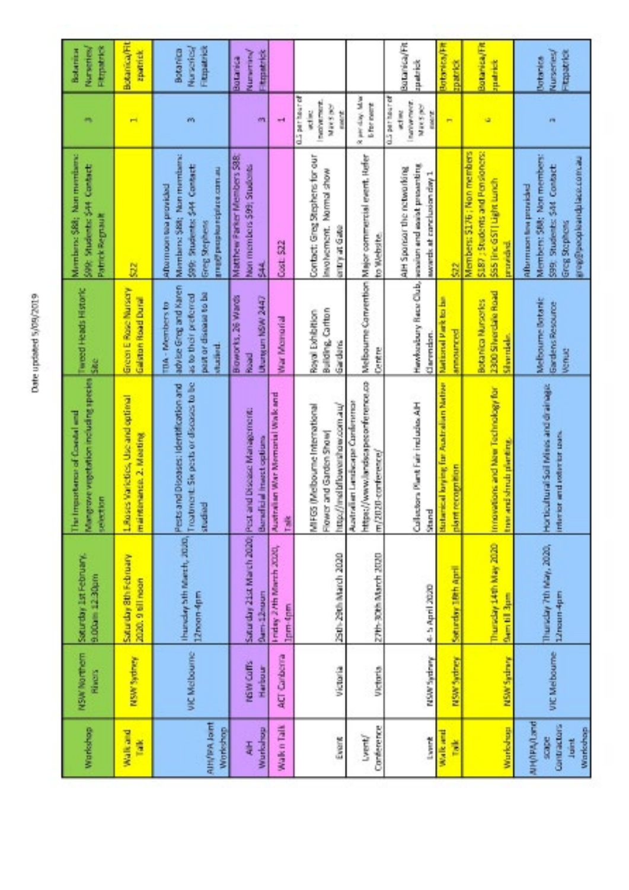Date updated 5/09/2019

| | | | | | | | |
|---|---|---|---|---|---|---|---|
| Workshop | NSW Northern Rivers | Saturday 1st February, 9.00am-12.30pm | The Importance of Coastal and Mangrove vegetation including species selection | Tweed Heads Historic Site | Members: $88; Non members: $99; Students: $44 Contact: Patrick Regnault | 3 | Botanica Nurseries/ Fitzpatrick |
| Walk and Talk | NSW Sydney | Saturday 8th February 2020, 9 till noon | 1.Roses Varieties, Use and optimal maintenance. 2. Meeting | Green E Rose Nursery Galston Road Dural | $22 | 1 | Botanica/Fitzpatrick |
| AIH/TPA Joint Workshop | VIC Melbourne | Thursday 5th March, 2020, 12noon-4pm | Pests and Diseases: Identification and Treatment. Six pests or diseases to be studied | TBA - Members to advise Greg and Karen as to their preferred pest or disease to be studied. | Afternoon tea provided Members: $88; Non members: $99; Students: $44 Contact: Greg Stephens greg@peopleandplace.com.au | 3 | Botanica Nurseries/ Fitzpatrick |
| AIH Workshop | NSW Coffs Harbour | Saturday 21st March 2020; 9am-12noon | Pest and Disease Management: Beneficial insect options | Bioworks, 26 Wards Road Utungun NSW 2447 | Matthew Parker Members $88; Non members $99; Students $44. | 3 | Botanica Nurseries/ Fitzpatrick |
| Walk n Talk | ACT Canberra | Friday 27th March 2020, 1pm-4pm | Australian War Memorial Walk and Talk | War Memorial | Cost: $22 | 1 | |
| Event | Victoria | 25th-29th March 2020 | MIFGS (Melbourne International Flower and Garden Show) http://melbflowershow.com.au/ | Royal Exhibition Building, Carlton Gardens | Contact: Greg Stephens for our involvement. Normal show entry at Gate | 0.5 per hour of active involvement. Max 6 per event | |
| Event/ Conference | Victoria | 27th-30th March 2020 | Australian Landscape Conference https://www.landscapeconference.com/2020-conference/ | Melbourne Convention Centre | Major commercial event. Refer to Website. | 8 per day. Max 8 for event | |
| Event | NSW Sydney | 4-5 April 2020 | Collectors Plant Fair includes AIH Stand | Hawkesbury Race Club, Clarendon. | AIH Sponsor the networking session and assist presenting awards at conclusion day 1 | 0.5 per hour of active involvement. Max 6 per event | Botanica/Fitzpatrick |
| Walk and Talk | NSW Sydney | Saturday 18th April | Botanical keying for Australian Native plant recognition | National Park to be announced | $22 | 1 | Botanica/Fitzpatrick |
| Workshop | NSW Sydney | Thursday 14th May 2020 9am till 3pm | Innovations and New Technology for tree and shrub planting. | Botanica Nurseries 2300 Silverdale Road Silverdale. | Members: $176 ; Non members $187 ; Students and Pensioners: $55 (inc GST) Light Lunch provided. | 6 | Botanica/Fitzpatrick |
| AIH/TPA/Landscape Contractors Joint Workshop | VIC Melbourne | Thursday 7th May, 2020, 12noon-4pm | Horticultural Soil Mixes and drainage: Interior and exterior uses. | Melbourne Botanic Gardens Resource Venue | Afternoon tea provided Members: $88; Non members: $99; Students: $44 Contact: Greg Stephens greg@peopleandplace.com.au | 3 | Botanica Nurseries/ Fitzpatrick |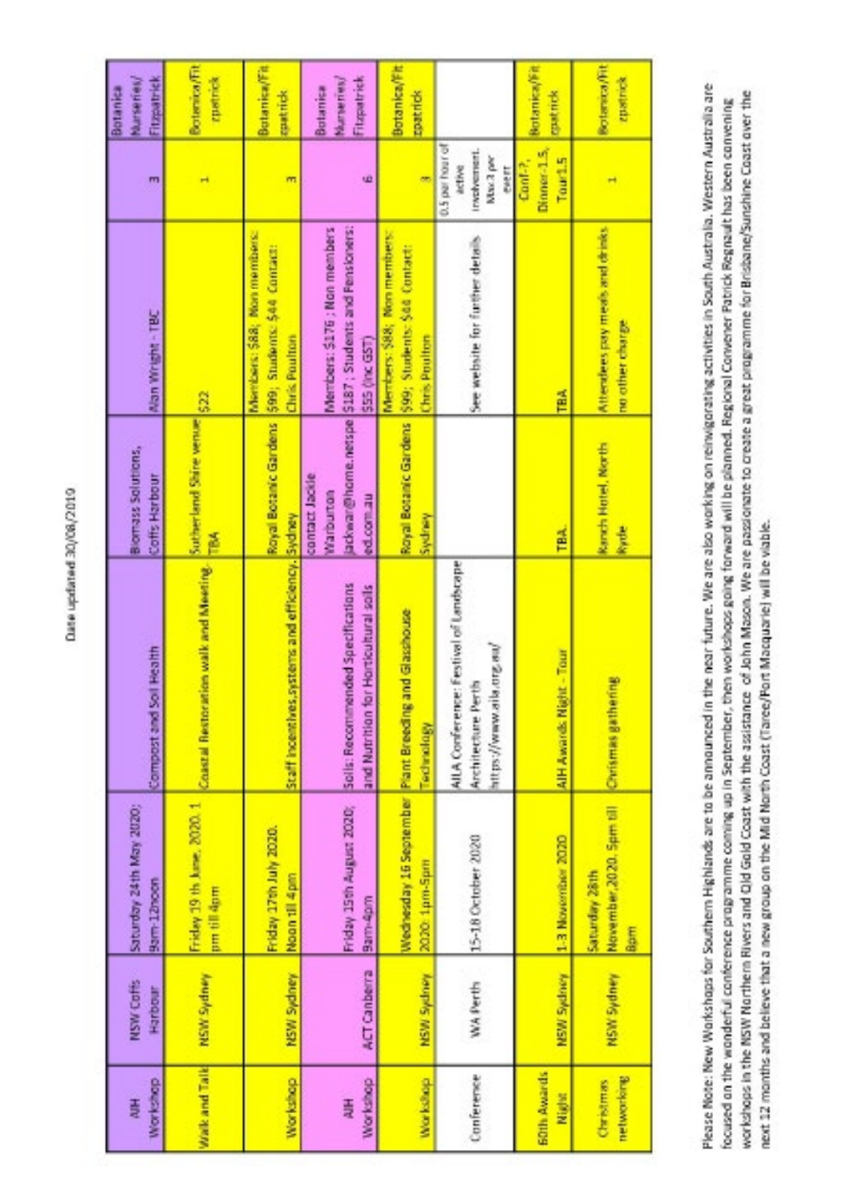Date updated 30/08/2019

| | | | | | | | | |
|---|---|---|---|---|---|---|---|---|
| AIH Workshop | NSW Coffs Harbour | Saturday 24th May 2020; 9am-12noon | Compost and Soil Health | Biomass Solutions, Coffs Harbour | Alan Wright - TBC | | 3 | Botanica Nurseries/ Fitzpatrick |
| Walk and Talk | NSW Sydney | Friday 19 th June, 2020. 1 pm till 4pm | Coastal Restoration walk and Meeting. | Sutherland Shire venue TBA | $22 | | 1 | Botanica/Fitzpatrick |
| Workshop | NSW Sydney | Friday 17th July 2020. Noon till 4pm | Staff incentives,systems and efficiency. | Royal Botanic Gardens Sydney | Members: $88; Non members: $99; Students: $44 Contact: Chris Poulton | | 3 | Botanica/Fitzpatrick |
| AIH Workshop | ACT Canberra | Friday 15th August 2020; 9am-4pm | Soils: Recommended Specifications and Nutrition for Horticultural soils | contact Jackie Warburton jackwar@home.netspeed.com.au | Members: $176 ; Non members $187 ; Students and Pensioners: $55 (inc GST) | | 6 | Botanica Nurseries/ Fitzpatrick |
| Workshop | NSW Sydney | Wednesday 16 September 2020: 1pm-5pm | Plant Breeding and Glasshouse Technology | Royal Botanic Gardens Sydney | Members: $88; Non members: $99; Students: $44 Contact: Chris Poulton | | 3 | Botanica/Fitzpatrick |
| Conference | WA Perth | 15-18 October 2020 | AILA Conference: Festival of Landscape Architecture Perth https://www.aila.org.au/ | | See website for further details | | 0.5 per hour of active involvement. Max 3 per event | |
| 60th Awards Night | NSW Sydney | 1-3 November 2020 | AIH Awards Night - Tour | TBA | TBA | | Conf-?, Dinner-1.5, Tour1.5 | Botanica/Fitzpatrick |
| Christmas networking | NSW Sydney | Saturday 28th November,2020. 5pm till 8pm | Christmas gathering | Ranch Hotel, North Ryde | Attendees pay meals and drinks no other charge | | 1 | Botanica/Fitzpatrick |

Please Note: New Workshops for Southern Highlands are to be announced in the near future. We are also working on reinvigorating activities in South Australia. Western Australia are focused on the wonderful conference programme coming up in September, then workshops going forward will be planned. Regional Convener Patrick Regnault has been convening workshops in the NSW Northern Rivers and Qld Gold Coast with the assistance of John Mason. We are passionate to create a great programme for Brisbane/Sunshine Coast over the next 12 months and believe that a new group on the Mid North Coast (Taree/Port Macquarie) will be viable.